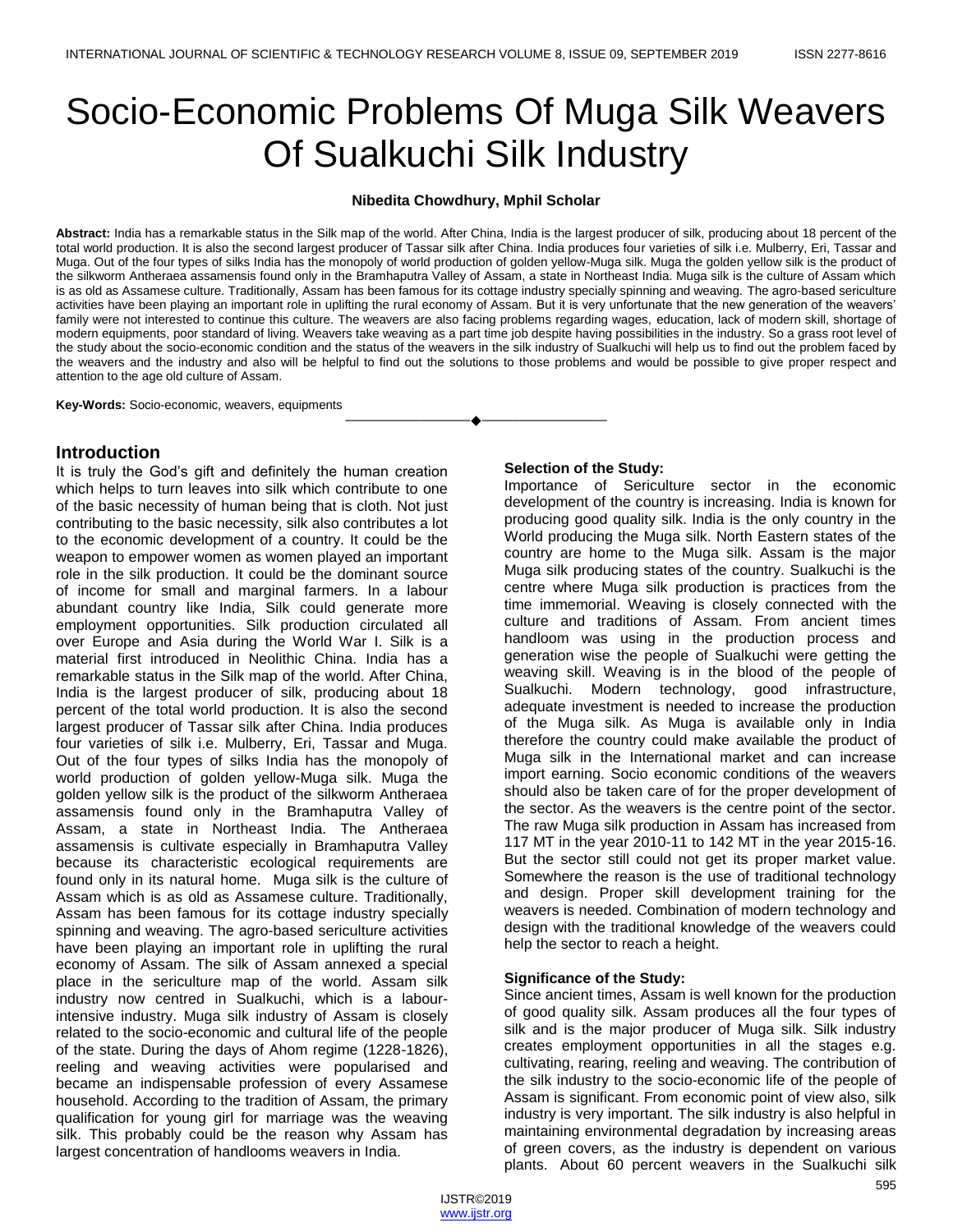# Socio-Economic Problems Of Muga Silk Weavers Of Sualkuchi Silk Industry

**Nibedita Chowdhury, Mphil Scholar**

**Abstract:** India has a remarkable status in the Silk map of the world. After China, India is the largest producer of silk, producing about 18 percent of the total world production. It is also the second largest producer of Tassar silk after China. India produces four varieties of silk i.e. Mulberry, Eri, Tassar and Muga. Out of the four types of silks India has the monopoly of world production of golden yellow-Muga silk. Muga the golden yellow silk is the product of the silkworm Antheraea assamensis found only in the Bramhaputra Valley of Assam, a state in Northeast India. Muga silk is the culture of Assam which is as old as Assamese culture. Traditionally, Assam has been famous for its cottage industry specially spinning and weaving. The agro-based sericulture activities have been playing an important role in uplifting the rural economy of Assam. But it is very unfortunate that the new generation of the weavers' family were not interested to continue this culture. The weavers are also facing problems regarding wages, education, lack of modern skill, shortage of modern equipments, poor standard of living. Weavers take weaving as a part time job despite having possibilities in the industry. So a grass root level of the study about the socio-economic condition and the status of the weavers in the silk industry of Sualkuchi will help us to find out the problem faced by the weavers and the industry and also will be helpful to find out the solutions to those problems and would be possible to give proper respect and attention to the age old culture of Assam.

**Key-Words:** Socio-economic, weavers, equipments

## Introduction

It is truly the God's gift and definitely the human creation which helps to turn leaves into silk which contribute to one of the basic necessity of human being that is cloth. Not just contributing to the basic necessity, silk also contributes a lot to the economic development of a country. It could be the weapon to empower women as women played an important role in the silk production. It could be the dominant source of income for small and marginal farmers. In a labour abundant country like India, Silk could generate more employment opportunities. Silk production circulated all over Europe and Asia during the World War I. Silk is a material first introduced in Neolithic China. India has a remarkable status in the Silk map of the world. After China, India is the largest producer of silk, producing about 18 percent of the total world production. It is also the second largest producer of Tassar silk after China. India produces four varieties of silk i.e. Mulberry, Eri, Tassar and Muga. Out of the four types of silks India has the monopoly of world production of golden yellow-Muga silk. Muga the golden yellow silk is the product of the silkworm Antheraea assamensis found only in the Bramhaputra Valley of Assam, a state in Northeast India. The Antheraea assamensis is cultivate especially in Bramhaputra Valley because its characteristic ecological requirements are found only in its natural home. Muga silk is the culture of Assam which is as old as Assamese culture. Traditionally, Assam has been famous for its cottage industry specially spinning and weaving. The agro-based sericulture activities have been playing an important role in uplifting the rural economy of Assam. The silk of Assam annexed a special place in the sericulture map of the world. Assam silk industry now centred in Sualkuchi, which is a labour-intensive industry. Muga silk industry of Assam is closely related to the socio-economic and cultural life of the people of the state. During the days of Ahom regime (1228-1826), reeling and weaving activities were popularised and became an indispensable profession of every Assamese household. According to the tradition of Assam, the primary qualification for young girl for marriage was the weaving silk. This probably could be the reason why Assam has largest concentration of handlooms weavers in India.

### Selection of the Study:

Importance of Sericulture sector in the economic development of the country is increasing. India is known for producing good quality silk. India is the only country in the World producing the Muga silk. North Eastern states of the country are home to the Muga silk. Assam is the major Muga silk producing states of the country. Sualkuchi is the centre where Muga silk production is practices from the time immemorial. Weaving is closely connected with the culture and traditions of Assam. From ancient times handloom was using in the production process and generation wise the people of Sualkuchi were getting the weaving skill. Weaving is in the blood of the people of Sualkuchi. Modern technology, good infrastructure, adequate investment is needed to increase the production of the Muga silk. As Muga is available only in India therefore the country could make available the product of Muga silk in the International market and can increase import earning. Socio economic conditions of the weavers should also be taken care of for the proper development of the sector. As the weavers is the centre point of the sector. The raw Muga silk production in Assam has increased from 117 MT in the year 2010-11 to 142 MT in the year 2015-16. But the sector still could not get its proper market value. Somewhere the reason is the use of traditional technology and design. Proper skill development training for the weavers is needed. Combination of modern technology and design with the traditional knowledge of the weavers could help the sector to reach a height.

### Significance of the Study:

Since ancient times, Assam is well known for the production of good quality silk. Assam produces all the four types of silk and is the major producer of Muga silk. Silk industry creates employment opportunities in all the stages e.g. cultivating, rearing, reeling and weaving. The contribution of the silk industry to the socio-economic life of the people of Assam is significant. From economic point of view also, silk industry is very important. The silk industry is also helpful in maintaining environmental degradation by increasing areas of green covers, as the industry is dependent on various plants. About 60 percent weavers in the Sualkuchi silk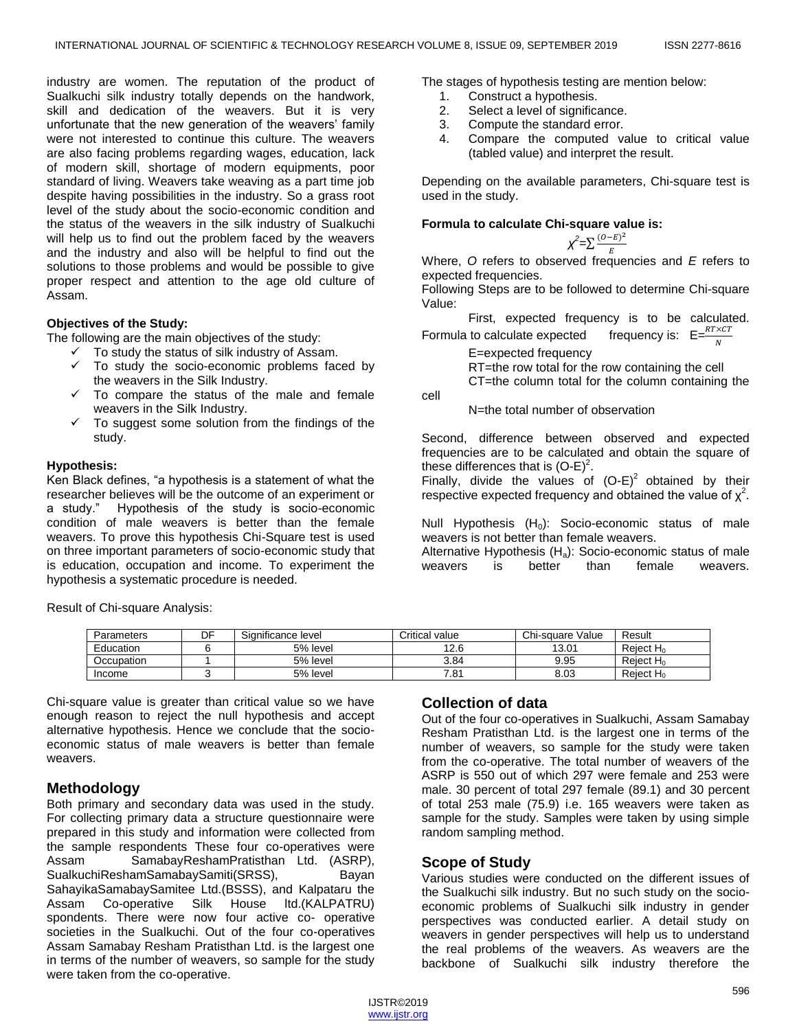industry are women. The reputation of the product of Sualkuchi silk industry totally depends on the handwork, skill and dedication of the weavers. But it is very unfortunate that the new generation of the weavers' family were not interested to continue this culture. The weavers are also facing problems regarding wages, education, lack of modern skill, shortage of modern equipments, poor standard of living. Weavers take weaving as a part time job despite having possibilities in the industry. So a grass root level of the study about the socio-economic condition and the status of the weavers in the silk industry of Sualkuchi will help us to find out the problem faced by the weavers and the industry and also will be helpful to find out the solutions to those problems and would be possible to give proper respect and attention to the age old culture of Assam.

**Objectives of the Study:**

The following are the main objectives of the study:

- ✓ To study the status of silk industry of Assam.
- ✓ To study the socio-economic problems faced by the weavers in the Silk Industry.
- ✓ To compare the status of the male and female weavers in the Silk Industry.
- ✓ To suggest some solution from the findings of the study.

**Hypothesis:**

Ken Black defines, "a hypothesis is a statement of what the researcher believes will be the outcome of an experiment or a study." Hypothesis of the study is socio-economic condition of male weavers is better than the female weavers. To prove this hypothesis Chi-Square test is used on three important parameters of socio-economic study that is education, occupation and income. To experiment the hypothesis a systematic procedure is needed.

The stages of hypothesis testing are mention below:

1. Construct a hypothesis.
2. Select a level of significance.
3. Compute the standard error.
4. Compare the computed value to critical value (tabled value) and interpret the result.

Depending on the available parameters, Chi-square test is used in the study.

**Formula to calculate Chi-square value is:**

$$\chi^2=\sum\frac{(O-E)^2}{E}$$

Where, *O* refers to observed frequencies and *E* refers to expected frequencies.

Following Steps are to be followed to determine Chi-square Value:

First, expected frequency is to be calculated. Formula to calculate expected frequency is: $E=\frac{RT\times CT}{N}$

E=expected frequency

RT=the row total for the row containing the cell

CT=the column total for the column containing the cell

N=the total number of observation

Second, difference between observed and expected frequencies are to be calculated and obtain the square of these differences that is $(O-E)^2$.

Finally, divide the values of $(O-E)^2$ obtained by their respective expected frequency and obtained the value of $\chi^2$.

Null Hypothesis ($H_0$): Socio-economic status of male weavers is not better than female weavers.

Alternative Hypothesis ($H_a$): Socio-economic status of male weavers is better than female weavers.

Result of Chi-square Analysis:

| Parameters | DF | Significance level | Critical value | Chi-square Value | Result |
|---|---|---|---|---|---|
| Education | 6 | 5% level | 12.6 | 13.01 | Reject $H_0$ |
| Occupation | 1 | 5% level | 3.84 | 9.95 | Reject $H_0$ |
| Income | 3 | 5% level | 7.81 | 8.03 | Reject $H_0$ |

Chi-square value is greater than critical value so we have enough reason to reject the null hypothesis and accept alternative hypothesis. Hence we conclude that the socio-economic status of male weavers is better than female weavers.

## Methodology

Both primary and secondary data was used in the study. For collecting primary data a structure questionnaire were prepared in this study and information were collected from the sample respondents These four co-operatives were Assam SamabayReshamPratisthan Ltd. (ASRP), SualkuchiReshamSamabaySamiti(SRSS), Bayan SahayikaSamabaySamitee Ltd.(BSSS), and Kalpataru the Assam Co-operative Silk House ltd.(KALPATRU) spondents. There were now four active co- operative societies in the Sualkuchi. Out of the four co-operatives Assam Samabay Resham Pratisthan Ltd. is the largest one in terms of the number of weavers, so sample for the study were taken from the co-operative.

## Collection of data

Out of the four co-operatives in Sualkuchi, Assam Samabay Resham Pratisthan Ltd. is the largest one in terms of the number of weavers, so sample for the study were taken from the co-operative. The total number of weavers of the ASRP is 550 out of which 297 were female and 253 were male. 30 percent of total 297 female (89.1) and 30 percent of total 253 male (75.9) i.e. 165 weavers were taken as sample for the study. Samples were taken by using simple random sampling method.

## Scope of Study

Various studies were conducted on the different issues of the Sualkuchi silk industry. But no such study on the socio-economic problems of Sualkuchi silk industry in gender perspectives was conducted earlier. A detail study on weavers in gender perspectives will help us to understand the real problems of the weavers. As weavers are the backbone of Sualkuchi silk industry therefore the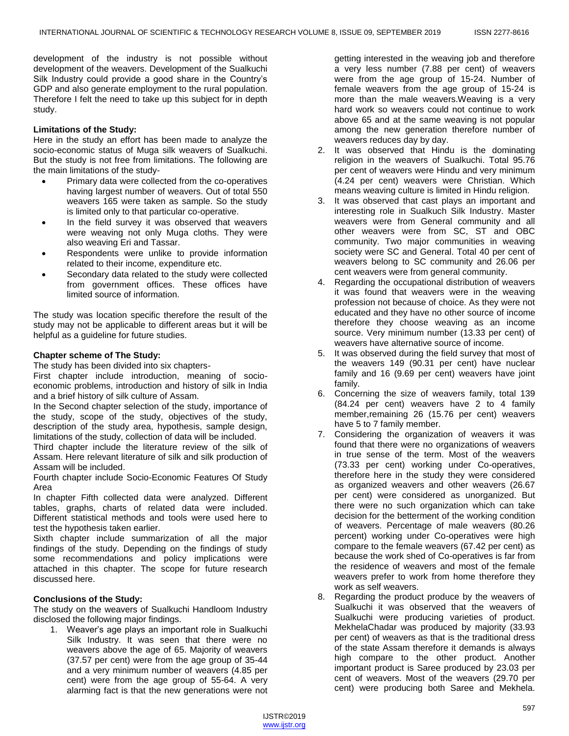development of the industry is not possible without development of the weavers. Development of the Sualkuchi Silk Industry could provide a good share in the Country's GDP and also generate employment to the rural population. Therefore I felt the need to take up this subject for in depth study.

**Limitations of the Study:**

Here in the study an effort has been made to analyze the socio-economic status of Muga silk weavers of Sualkuchi. But the study is not free from limitations. The following are the main limitations of the study-

- Primary data were collected from the co-operatives having largest number of weavers. Out of total 550 weavers 165 were taken as sample. So the study is limited only to that particular co-operative.
- In the field survey it was observed that weavers were weaving not only Muga cloths. They were also weaving Eri and Tassar.
- Respondents were unlike to provide information related to their income, expenditure etc.
- Secondary data related to the study were collected from government offices. These offices have limited source of information.

The study was location specific therefore the result of the study may not be applicable to different areas but it will be helpful as a guideline for future studies.

**Chapter scheme of The Study:**

The study has been divided into six chapters-

First chapter include introduction, meaning of socio-economic problems, introduction and history of silk in India and a brief history of silk culture of Assam.

In the Second chapter selection of the study, importance of the study, scope of the study, objectives of the study, description of the study area, hypothesis, sample design, limitations of the study, collection of data will be included.

Third chapter include the literature review of the silk of Assam. Here relevant literature of silk and silk production of Assam will be included.

Fourth chapter include Socio-Economic Features Of Study Area

In chapter Fifth collected data were analyzed. Different tables, graphs, charts of related data were included. Different statistical methods and tools were used here to test the hypothesis taken earlier.

Sixth chapter include summarization of all the major findings of the study. Depending on the findings of study some recommendations and policy implications were attached in this chapter. The scope for future research discussed here.

**Conclusions of the Study:**

The study on the weavers of Sualkuchi Handloom Industry disclosed the following major findings.

1. Weaver's age plays an important role in Sualkuchi Silk Industry. It was seen that there were no weavers above the age of 65. Majority of weavers (37.57 per cent) were from the age group of 35-44 and a very minimum number of weavers (4.85 per cent) were from the age group of 55-64. A very alarming fact is that the new generations were not getting interested in the weaving job and therefore a very less number (7.88 per cent) of weavers were from the age group of 15-24. Number of female weavers from the age group of 15-24 is more than the male weavers.Weaving is a very hard work so weavers could not continue to work above 65 and at the same weaving is not popular among the new generation therefore number of weavers reduces day by day.
2. It was observed that Hindu is the dominating religion in the weavers of Sualkuchi. Total 95.76 per cent of weavers were Hindu and very minimum (4.24 per cent) weavers were Christian. Which means weaving culture is limited in Hindu religion.
3. It was observed that cast plays an important and interesting role in Sualkuch Silk Industry. Master weavers were from General community and all other weavers were from SC, ST and OBC community. Two major communities in weaving society were SC and General. Total 40 per cent of weavers belong to SC community and 26.06 per cent weavers were from general community.
4. Regarding the occupational distribution of weavers it was found that weavers were in the weaving profession not because of choice. As they were not educated and they have no other source of income therefore they choose weaving as an income source. Very minimum number (13.33 per cent) of weavers have alternative source of income.
5. It was observed during the field survey that most of the weavers 149 (90.31 per cent) have nuclear family and 16 (9.69 per cent) weavers have joint family.
6. Concerning the size of weavers family, total 139 (84.24 per cent) weavers have 2 to 4 family member,remaining 26 (15.76 per cent) weavers have 5 to 7 family member.
7. Considering the organization of weavers it was found that there were no organizations of weavers in true sense of the term. Most of the weavers (73.33 per cent) working under Co-operatives, therefore here in the study they were considered as organized weavers and other weavers (26.67 per cent) were considered as unorganized. But there were no such organization which can take decision for the betterment of the working condition of weavers. Percentage of male weavers (80.26 percent) working under Co-operatives were high compare to the female weavers (67.42 per cent) as because the work shed of Co-operatives is far from the residence of weavers and most of the female weavers prefer to work from home therefore they work as self weavers.
8. Regarding the product produce by the weavers of Sualkuchi it was observed that the weavers of Sualkuchi were producing varieties of product. MekhelaChadar was produced by majority (33.93 per cent) of weavers as that is the traditional dress of the state Assam therefore it demands is always high compare to the other product. Another important product is Saree produced by 23.03 per cent of weavers. Most of the weavers (29.70 per cent) were producing both Saree and Mekhela.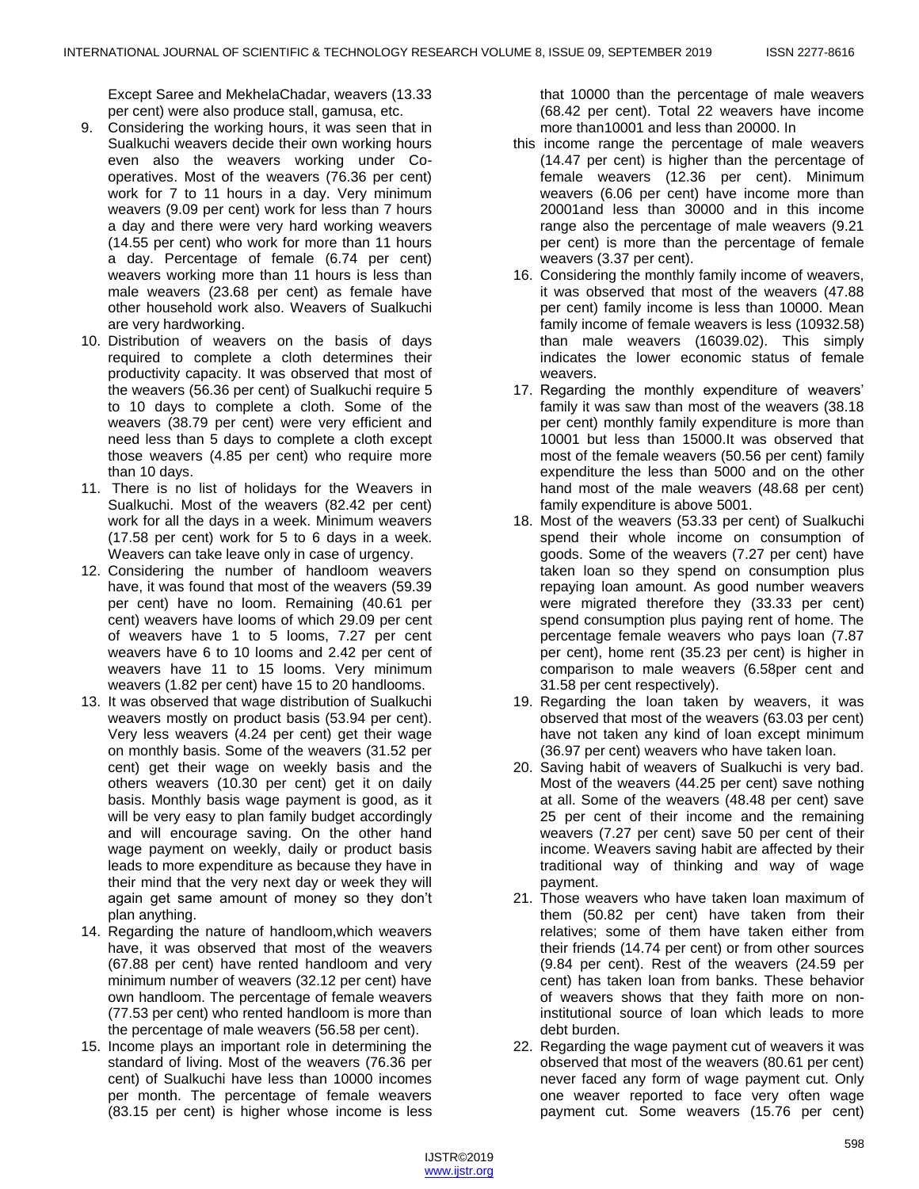Except Saree and MekhelaChadar, weavers (13.33 per cent) were also produce stall, gamusa, etc.

9. Considering the working hours, it was seen that in Sualkuchi weavers decide their own working hours even also the weavers working under Co-operatives. Most of the weavers (76.36 per cent) work for 7 to 11 hours in a day. Very minimum weavers (9.09 per cent) work for less than 7 hours a day and there were very hard working weavers (14.55 per cent) who work for more than 11 hours a day. Percentage of female (6.74 per cent) weavers working more than 11 hours is less than male weavers (23.68 per cent) as female have other household work also. Weavers of Sualkuchi are very hardworking.
10. Distribution of weavers on the basis of days required to complete a cloth determines their productivity capacity. It was observed that most of the weavers (56.36 per cent) of Sualkuchi require 5 to 10 days to complete a cloth. Some of the weavers (38.79 per cent) were very efficient and need less than 5 days to complete a cloth except those weavers (4.85 per cent) who require more than 10 days.
11. There is no list of holidays for the Weavers in Sualkuchi. Most of the weavers (82.42 per cent) work for all the days in a week. Minimum weavers (17.58 per cent) work for 5 to 6 days in a week. Weavers can take leave only in case of urgency.
12. Considering the number of handloom weavers have, it was found that most of the weavers (59.39 per cent) have no loom. Remaining (40.61 per cent) weavers have looms of which 29.09 per cent of weavers have 1 to 5 looms, 7.27 per cent weavers have 6 to 10 looms and 2.42 per cent of weavers have 11 to 15 looms. Very minimum weavers (1.82 per cent) have 15 to 20 handlooms.
13. It was observed that wage distribution of Sualkuchi weavers mostly on product basis (53.94 per cent). Very less weavers (4.24 per cent) get their wage on monthly basis. Some of the weavers (31.52 per cent) get their wage on weekly basis and the others weavers (10.30 per cent) get it on daily basis. Monthly basis wage payment is good, as it will be very easy to plan family budget accordingly and will encourage saving. On the other hand wage payment on weekly, daily or product basis leads to more expenditure as because they have in their mind that the very next day or week they will again get same amount of money so they don't plan anything.
14. Regarding the nature of handloom,which weavers have, it was observed that most of the weavers (67.88 per cent) have rented handloom and very minimum number of weavers (32.12 per cent) have own handloom. The percentage of female weavers (77.53 per cent) who rented handloom is more than the percentage of male weavers (56.58 per cent).
15. Income plays an important role in determining the standard of living. Most of the weavers (76.36 per cent) of Sualkuchi have less than 10000 incomes per month. The percentage of female weavers (83.15 per cent) is higher whose income is less that 10000 than the percentage of male weavers (68.42 per cent). Total 22 weavers have income more than10001 and less than 20000. In this income range the percentage of male weavers (14.47 per cent) is higher than the percentage of female weavers (12.36 per cent). Minimum weavers (6.06 per cent) have income more than 20001and less than 30000 and in this income range also the percentage of male weavers (9.21 per cent) is more than the percentage of female weavers (3.37 per cent).
16. Considering the monthly family income of weavers, it was observed that most of the weavers (47.88 per cent) family income is less than 10000. Mean family income of female weavers is less (10932.58) than male weavers (16039.02). This simply indicates the lower economic status of female weavers.
17. Regarding the monthly expenditure of weavers' family it was saw than most of the weavers (38.18 per cent) monthly family expenditure is more than 10001 but less than 15000.It was observed that most of the female weavers (50.56 per cent) family expenditure the less than 5000 and on the other hand most of the male weavers (48.68 per cent) family expenditure is above 5001.
18. Most of the weavers (53.33 per cent) of Sualkuchi spend their whole income on consumption of goods. Some of the weavers (7.27 per cent) have taken loan so they spend on consumption plus repaying loan amount. As good number weavers were migrated therefore they (33.33 per cent) spend consumption plus paying rent of home. The percentage female weavers who pays loan (7.87 per cent), home rent (35.23 per cent) is higher in comparison to male weavers (6.58per cent and 31.58 per cent respectively).
19. Regarding the loan taken by weavers, it was observed that most of the weavers (63.03 per cent) have not taken any kind of loan except minimum (36.97 per cent) weavers who have taken loan.
20. Saving habit of weavers of Sualkuchi is very bad. Most of the weavers (44.25 per cent) save nothing at all. Some of the weavers (48.48 per cent) save 25 per cent of their income and the remaining weavers (7.27 per cent) save 50 per cent of their income. Weavers saving habit are affected by their traditional way of thinking and way of wage payment.
21. Those weavers who have taken loan maximum of them (50.82 per cent) have taken from their relatives; some of them have taken either from their friends (14.74 per cent) or from other sources (9.84 per cent). Rest of the weavers (24.59 per cent) has taken loan from banks. These behavior of weavers shows that they faith more on non-institutional source of loan which leads to more debt burden.
22. Regarding the wage payment cut of weavers it was observed that most of the weavers (80.61 per cent) never faced any form of wage payment cut. Only one weaver reported to face very often wage payment cut. Some weavers (15.76 per cent)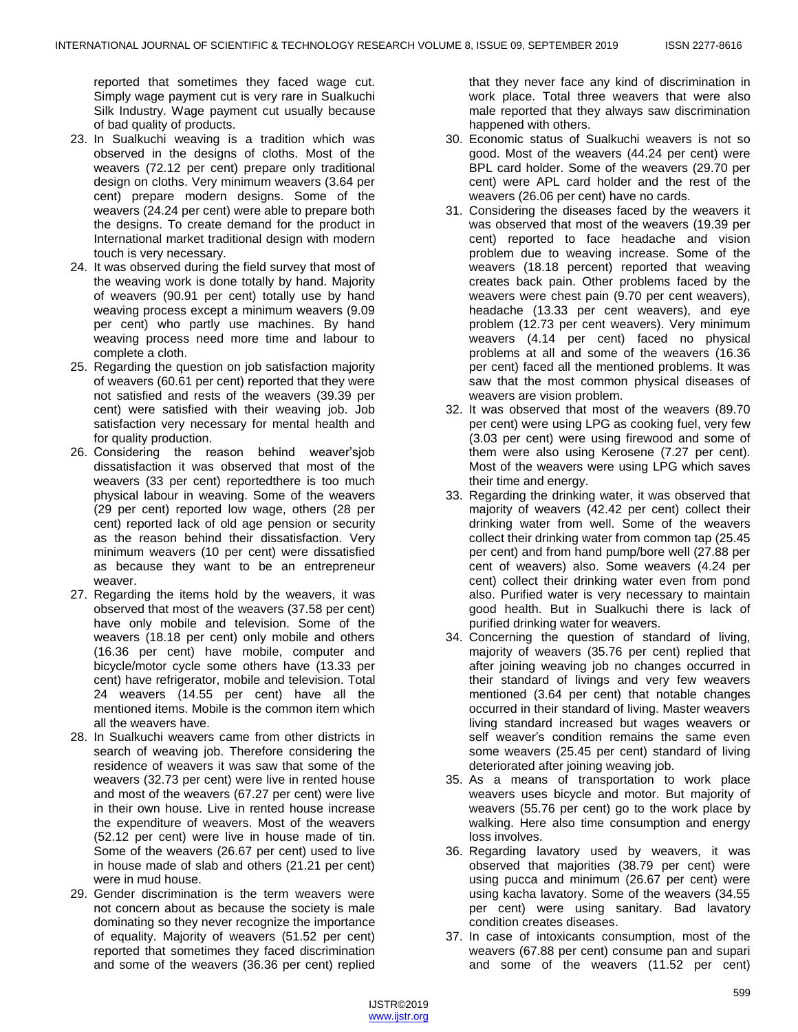reported that sometimes they faced wage cut. Simply wage payment cut is very rare in Sualkuchi Silk Industry. Wage payment cut usually because of bad quality of products.

23. In Sualkuchi weaving is a tradition which was observed in the designs of cloths. Most of the weavers (72.12 per cent) prepare only traditional design on cloths. Very minimum weavers (3.64 per cent) prepare modern designs. Some of the weavers (24.24 per cent) were able to prepare both the designs. To create demand for the product in International market traditional design with modern touch is very necessary.
24. It was observed during the field survey that most of the weaving work is done totally by hand. Majority of weavers (90.91 per cent) totally use by hand weaving process except a minimum weavers (9.09 per cent) who partly use machines. By hand weaving process need more time and labour to complete a cloth.
25. Regarding the question on job satisfaction majority of weavers (60.61 per cent) reported that they were not satisfied and rests of the weavers (39.39 per cent) were satisfied with their weaving job. Job satisfaction very necessary for mental health and for quality production.
26. Considering the reason behind weaver'sjob dissatisfaction it was observed that most of the weavers (33 per cent) reportedthere is too much physical labour in weaving. Some of the weavers (29 per cent) reported low wage, others (28 per cent) reported lack of old age pension or security as the reason behind their dissatisfaction. Very minimum weavers (10 per cent) were dissatisfied as because they want to be an entrepreneur weaver.
27. Regarding the items hold by the weavers, it was observed that most of the weavers (37.58 per cent) have only mobile and television. Some of the weavers (18.18 per cent) only mobile and others (16.36 per cent) have mobile, computer and bicycle/motor cycle some others have (13.33 per cent) have refrigerator, mobile and television. Total 24 weavers (14.55 per cent) have all the mentioned items. Mobile is the common item which all the weavers have.
28. In Sualkuchi weavers came from other districts in search of weaving job. Therefore considering the residence of weavers it was saw that some of the weavers (32.73 per cent) were live in rented house and most of the weavers (67.27 per cent) were live in their own house. Live in rented house increase the expenditure of weavers. Most of the weavers (52.12 per cent) were live in house made of tin. Some of the weavers (26.67 per cent) used to live in house made of slab and others (21.21 per cent) were in mud house.
29. Gender discrimination is the term weavers were not concern about as because the society is male dominating so they never recognize the importance of equality. Majority of weavers (51.52 per cent) reported that sometimes they faced discrimination and some of the weavers (36.36 per cent) replied that they never face any kind of discrimination in work place. Total three weavers that were also male reported that they always saw discrimination happened with others.
30. Economic status of Sualkuchi weavers is not so good. Most of the weavers (44.24 per cent) were BPL card holder. Some of the weavers (29.70 per cent) were APL card holder and the rest of the weavers (26.06 per cent) have no cards.
31. Considering the diseases faced by the weavers it was observed that most of the weavers (19.39 per cent) reported to face headache and vision problem due to weaving increase. Some of the weavers (18.18 percent) reported that weaving creates back pain. Other problems faced by the weavers were chest pain (9.70 per cent weavers), headache (13.33 per cent weavers), and eye problem (12.73 per cent weavers). Very minimum weavers (4.14 per cent) faced no physical problems at all and some of the weavers (16.36 per cent) faced all the mentioned problems. It was saw that the most common physical diseases of weavers are vision problem.
32. It was observed that most of the weavers (89.70 per cent) were using LPG as cooking fuel, very few (3.03 per cent) were using firewood and some of them were also using Kerosene (7.27 per cent). Most of the weavers were using LPG which saves their time and energy.
33. Regarding the drinking water, it was observed that majority of weavers (42.42 per cent) collect their drinking water from well. Some of the weavers collect their drinking water from common tap (25.45 per cent) and from hand pump/bore well (27.88 per cent of weavers) also. Some weavers (4.24 per cent) collect their drinking water even from pond also. Purified water is very necessary to maintain good health. But in Sualkuchi there is lack of purified drinking water for weavers.
34. Concerning the question of standard of living, majority of weavers (35.76 per cent) replied that after joining weaving job no changes occurred in their standard of livings and very few weavers mentioned (3.64 per cent) that notable changes occurred in their standard of living. Master weavers living standard increased but wages weavers or self weaver's condition remains the same even some weavers (25.45 per cent) standard of living deteriorated after joining weaving job.
35. As a means of transportation to work place weavers uses bicycle and motor. But majority of weavers (55.76 per cent) go to the work place by walking. Here also time consumption and energy loss involves.
36. Regarding lavatory used by weavers, it was observed that majorities (38.79 per cent) were using pucca and minimum (26.67 per cent) were using kacha lavatory. Some of the weavers (34.55 per cent) were using sanitary. Bad lavatory condition creates diseases.
37. In case of intoxicants consumption, most of the weavers (67.88 per cent) consume pan and supari and some of the weavers (11.52 per cent)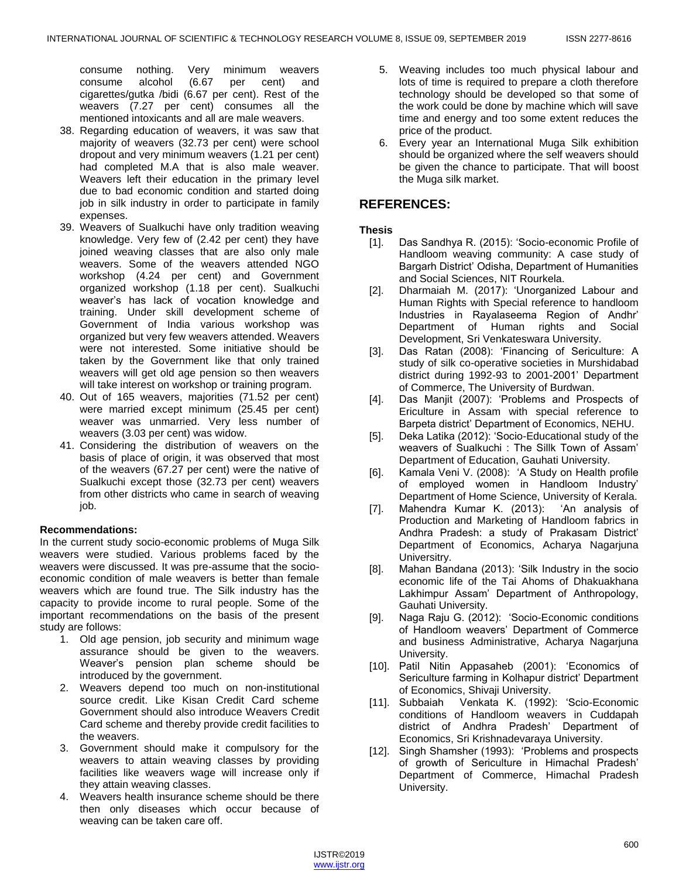consume nothing. Very minimum weavers consume alcohol (6.67 per cent) and cigarettes/gutka /bidi (6.67 per cent). Rest of the weavers (7.27 per cent) consumes all the mentioned intoxicants and all are male weavers.

38. Regarding education of weavers, it was saw that majority of weavers (32.73 per cent) were school dropout and very minimum weavers (1.21 per cent) had completed M.A that is also male weaver. Weavers left their education in the primary level due to bad economic condition and started doing job in silk industry in order to participate in family expenses.
39. Weavers of Sualkuchi have only tradition weaving knowledge. Very few of (2.42 per cent) they have joined weaving classes that are also only male weavers. Some of the weavers attended NGO workshop (4.24 per cent) and Government organized workshop (1.18 per cent). Sualkuchi weaver's has lack of vocation knowledge and training. Under skill development scheme of Government of India various workshop was organized but very few weavers attended. Weavers were not interested. Some initiative should be taken by the Government like that only trained weavers will get old age pension so then weavers will take interest on workshop or training program.
40. Out of 165 weavers, majorities (71.52 per cent) were married except minimum (25.45 per cent) weaver was unmarried. Very less number of weavers (3.03 per cent) was widow.
41. Considering the distribution of weavers on the basis of place of origin, it was observed that most of the weavers (67.27 per cent) were the native of Sualkuchi except those (32.73 per cent) weavers from other districts who came in search of weaving job.

**Recommendations:**

In the current study socio-economic problems of Muga Silk weavers were studied. Various problems faced by the weavers were discussed. It was pre-assume that the socio-economic condition of male weavers is better than female weavers which are found true. The Silk industry has the capacity to provide income to rural people. Some of the important recommendations on the basis of the present study are follows:

1. Old age pension, job security and minimum wage assurance should be given to the weavers. Weaver's pension plan scheme should be introduced by the government.
2. Weavers depend too much on non-institutional source credit. Like Kisan Credit Card scheme Government should also introduce Weavers Credit Card scheme and thereby provide credit facilities to the weavers.
3. Government should make it compulsory for the weavers to attain weaving classes by providing facilities like weavers wage will increase only if they attain weaving classes.
4. Weavers health insurance scheme should be there then only diseases which occur because of weaving can be taken care off.
5. Weaving includes too much physical labour and lots of time is required to prepare a cloth therefore technology should be developed so that some of the work could be done by machine which will save time and energy and too some extent reduces the price of the product.
6. Every year an International Muga Silk exhibition should be organized where the self weavers should be given the chance to participate. That will boost the Muga silk market.

## REFERENCES:

**Thesis**

[1]. Das Sandhya R. (2015): 'Socio-economic Profile of Handloom weaving community: A case study of Bargarh District' Odisha, Department of Humanities and Social Sciences, NIT Rourkela.

[2]. Dharmaiah M. (2017): 'Unorganized Labour and Human Rights with Special reference to handloom Industries in Rayalaseema Region of Andhr' Department of Human rights and Social Development, Sri Venkateswara University.

[3]. Das Ratan (2008): 'Financing of Sericulture: A study of silk co-operative societies in Murshidabad district during 1992-93 to 2001-2001' Department of Commerce, The University of Burdwan.

[4]. Das Manjit (2007): 'Problems and Prospects of Ericulture in Assam with special reference to Barpeta district' Department of Economics, NEHU.

[5]. Deka Latika (2012): 'Socio-Educational study of the weavers of Sualkuchi : The Sillk Town of Assam' Department of Education, Gauhati University.

[6]. Kamala Veni V. (2008): 'A Study on Health profile of employed women in Handloom Industry' Department of Home Science, University of Kerala.

[7]. Mahendra Kumar K. (2013): 'An analysis of Production and Marketing of Handloom fabrics in Andhra Pradesh: a study of Prakasam District' Department of Economics, Acharya Nagarjuna Universitry.

[8]. Mahan Bandana (2013): 'Silk Industry in the socio economic life of the Tai Ahoms of Dhakuakhana Lakhimpur Assam' Department of Anthropology, Gauhati University.

[9]. Naga Raju G. (2012): 'Socio-Economic conditions of Handloom weavers' Department of Commerce and business Administrative, Acharya Nagarjuna University.

[10]. Patil Nitin Appasaheb (2001): 'Economics of Sericulture farming in Kolhapur district' Department of Economics, Shivaji University.

[11]. Subbaiah Venkata K. (1992): 'Scio-Economic conditions of Handloom weavers in Cuddapah district of Andhra Pradesh' Department of Economics, Sri Krishnadevaraya University.

[12]. Singh Shamsher (1993): 'Problems and prospects of growth of Sericulture in Himachal Pradesh' Department of Commerce, Himachal Pradesh University.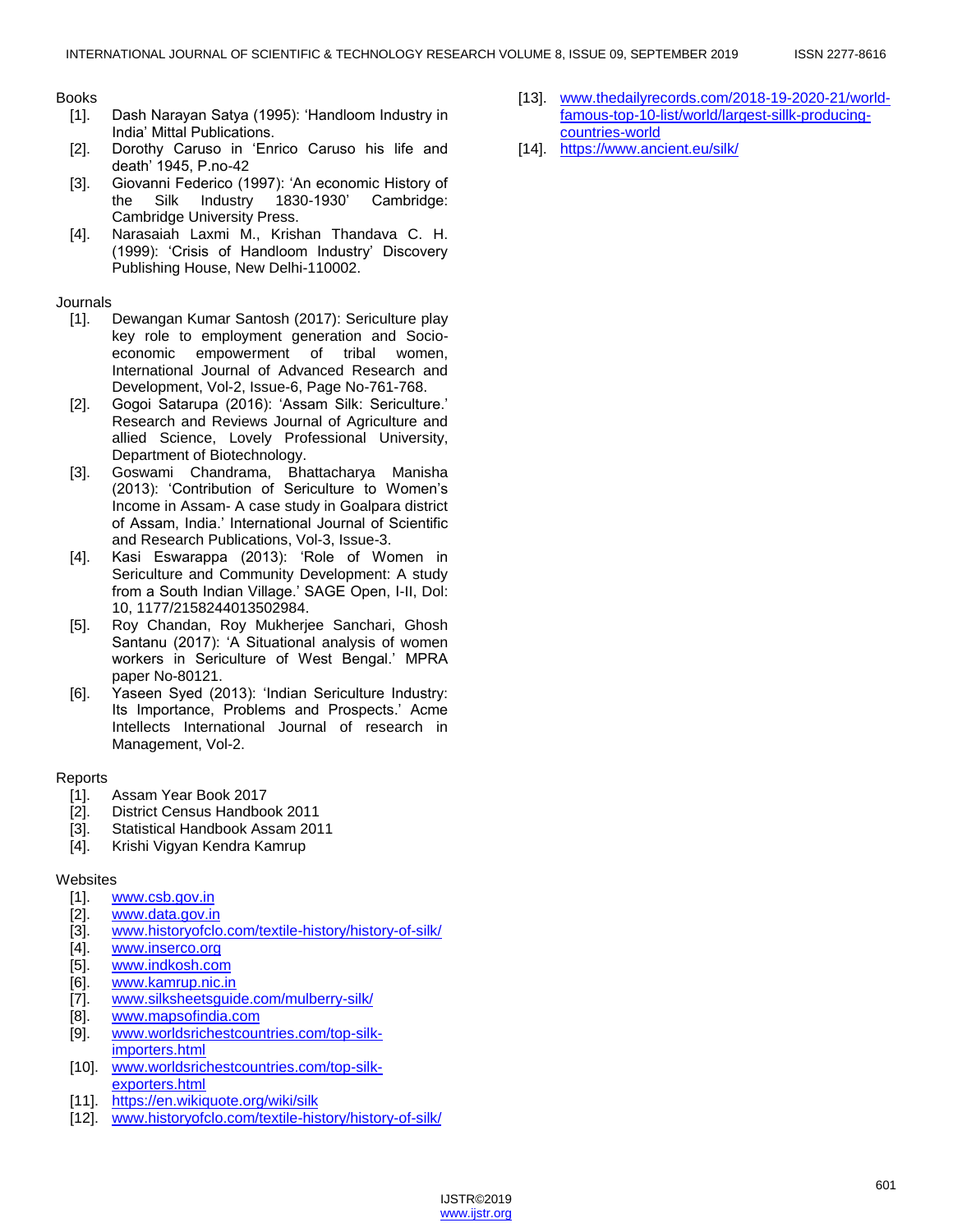Books

[1]. Dash Narayan Satya (1995): 'Handloom Industry in India' Mittal Publications.

[2]. Dorothy Caruso in 'Enrico Caruso his life and death' 1945, P.no-42

[3]. Giovanni Federico (1997): 'An economic History of the Silk Industry 1830-1930' Cambridge: Cambridge University Press.

[4]. Narasaiah Laxmi M., Krishan Thandava C. H. (1999): 'Crisis of Handloom Industry' Discovery Publishing House, New Delhi-110002.

Journals

[1]. Dewangan Kumar Santosh (2017): Sericulture play key role to employment generation and Socio-economic empowerment of tribal women, International Journal of Advanced Research and Development, Vol-2, Issue-6, Page No-761-768.

[2]. Gogoi Satarupa (2016): 'Assam Silk: Sericulture.' Research and Reviews Journal of Agriculture and allied Science, Lovely Professional University, Department of Biotechnology.

[3]. Goswami Chandrama, Bhattacharya Manisha (2013): 'Contribution of Sericulture to Women's Income in Assam- A case study in Goalpara district of Assam, India.' International Journal of Scientific and Research Publications, Vol-3, Issue-3.

[4]. Kasi Eswarappa (2013): 'Role of Women in Sericulture and Community Development: A study from a South Indian Village.' SAGE Open, I-II, Dol: 10, 1177/2158244013502984.

[5]. Roy Chandan, Roy Mukherjee Sanchari, Ghosh Santanu (2017): 'A Situational analysis of women workers in Sericulture of West Bengal.' MPRA paper No-80121.

[6]. Yaseen Syed (2013): 'Indian Sericulture Industry: Its Importance, Problems and Prospects.' Acme Intellects International Journal of research in Management, Vol-2.

Reports

[1]. Assam Year Book 2017

[2]. District Census Handbook 2011

[3]. Statistical Handbook Assam 2011

[4]. Krishi Vigyan Kendra Kamrup

Websites

[1]. www.csb.gov.in

[2]. www.data.gov.in

[3]. www.historyofclo.com/textile-history/history-of-silk/

[4]. www.inserco.org

[5]. www.indkosh.com

[6]. www.kamrup.nic.in

[7]. www.silksheetsguide.com/mulberry-silk/

[8]. www.mapsofindia.com

[9]. www.worldsrichestcountries.com/top-silk-importers.html

[10]. www.worldsrichestcountries.com/top-silk-exporters.html

[11]. https://en.wikiquote.org/wiki/silk

[12]. www.historyofclo.com/textile-history/history-of-silk/

[13]. www.thedailyrecords.com/2018-19-2020-21/world-famous-top-10-list/world/largest-sillk-producing-countries-world

[14]. https://www.ancient.eu/silk/